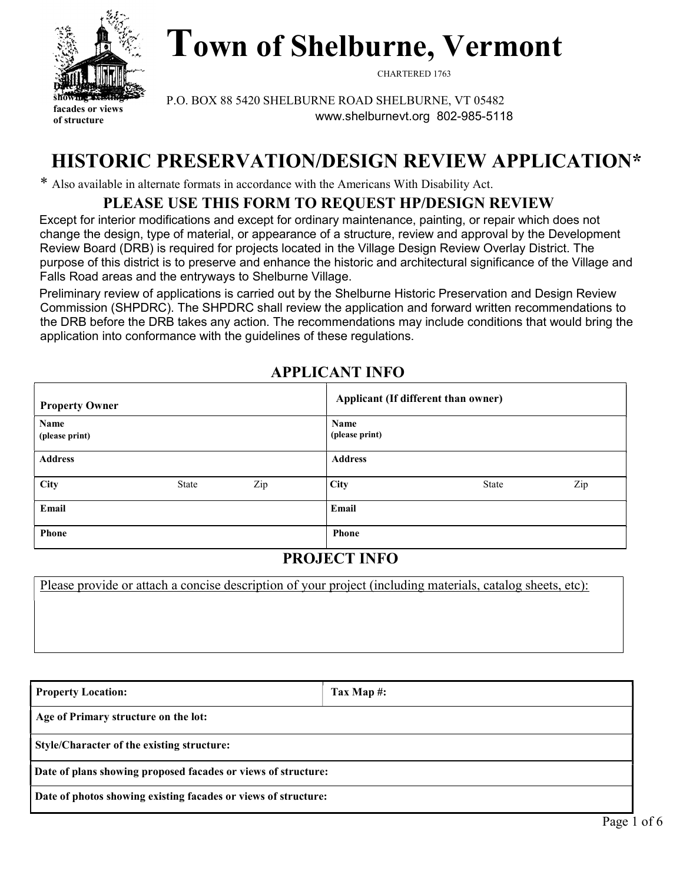# Town of Shelburne, Vermont

CHARTERED 1763

P.O. BOX 88 5420 SHELBURNE ROAD SHELBURNE, VT 05482
www.shelburnevt.org 802-985-5118

## HISTORIC PRESERVATION/DESIGN REVIEW APPLICATION*

* Also available in alternate formats in accordance with the Americans With Disability Act.

### PLEASE USE THIS FORM TO REQUEST HP/DESIGN REVIEW

Except for interior modifications and except for ordinary maintenance, painting, or repair which does not change the design, type of material, or appearance of a structure, review and approval by the Development Review Board (DRB) is required for projects located in the Village Design Review Overlay District. The purpose of this district is to preserve and enhance the historic and architectural significance of the Village and Falls Road areas and the entryways to Shelburne Village.

Preliminary review of applications is carried out by the Shelburne Historic Preservation and Design Review Commission (SHPDRC). The SHPDRC shall review the application and forward written recommendations to the DRB before the DRB takes any action. The recommendations may include conditions that would bring the application into conformance with the guidelines of these regulations.

### APPLICANT INFO

| Property Owner | Applicant (If different than owner) |
| --- | --- |
| **Name** (please print) | **Name** (please print) |
| **Address** | **Address** |
| **City** State Zip | **City** State Zip |
| **Email** | **Email** |
| **Phone** | **Phone** |

### PROJECT INFO

Please provide or attach a concise description of your project (including materials, catalog sheets, etc):

| Property Location: | Tax Map #: |
| --- | --- |
| **Age of Primary structure on the lot:** | |
| **Style/Character of the existing structure:** | |
| **Date of plans showing proposed facades or views of structure:** | |
| **Date of photos showing existing facades or views of structure:** | |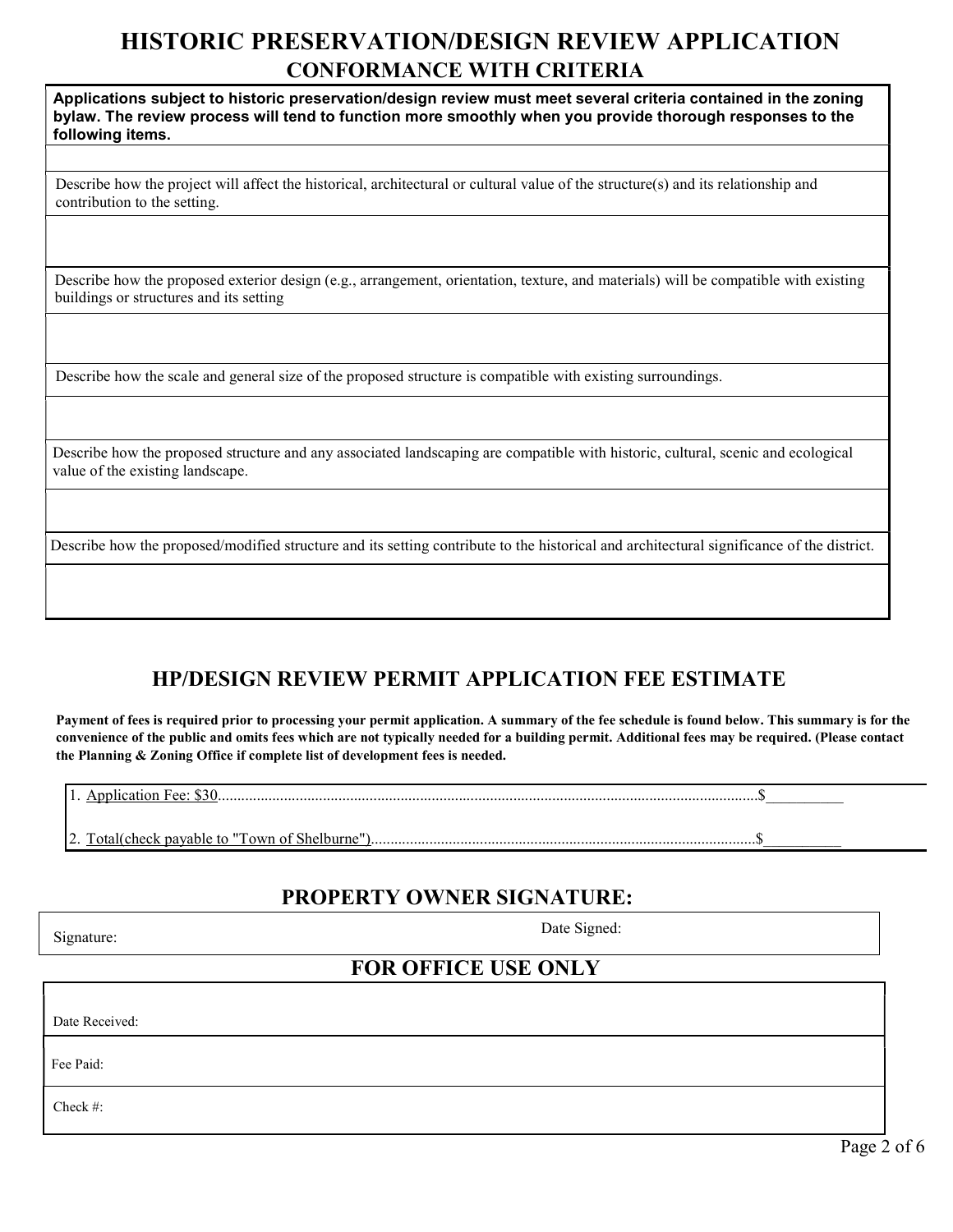# HISTORIC PRESERVATION/DESIGN REVIEW APPLICATION

## CONFORMANCE WITH CRITERIA

**Applications subject to historic preservation/design review must meet several criteria contained in the zoning bylaw. The review process will tend to function more smoothly when you provide thorough responses to the following items.**

Describe how the project will affect the historical, architectural or cultural value of the structure(s) and its relationship and contribution to the setting.

Describe how the proposed exterior design (e.g., arrangement, orientation, texture, and materials) will be compatible with existing buildings or structures and its setting

Describe how the scale and general size of the proposed structure is compatible with existing surroundings.

Describe how the proposed structure and any associated landscaping are compatible with historic, cultural, scenic and ecological value of the existing landscape.

Describe how the proposed/modified structure and its setting contribute to the historical and architectural significance of the district.

## HP/DESIGN REVIEW PERMIT APPLICATION FEE ESTIMATE

**Payment of fees is required prior to processing your permit application. A summary of the fee schedule is found below. This summary is for the convenience of the public and omits fees which are not typically needed for a building permit. Additional fees may be required. (Please contact the Planning & Zoning Office if complete list of development fees is needed.**

1. Application Fee: $30..........................................................................................................................................$__________

2. Total(check payable to "Town of Shelburne")..................................................................................................$__________

## PROPERTY OWNER SIGNATURE:

Signature: Date Signed:

## FOR OFFICE USE ONLY

Date Received:

Fee Paid:

Check #: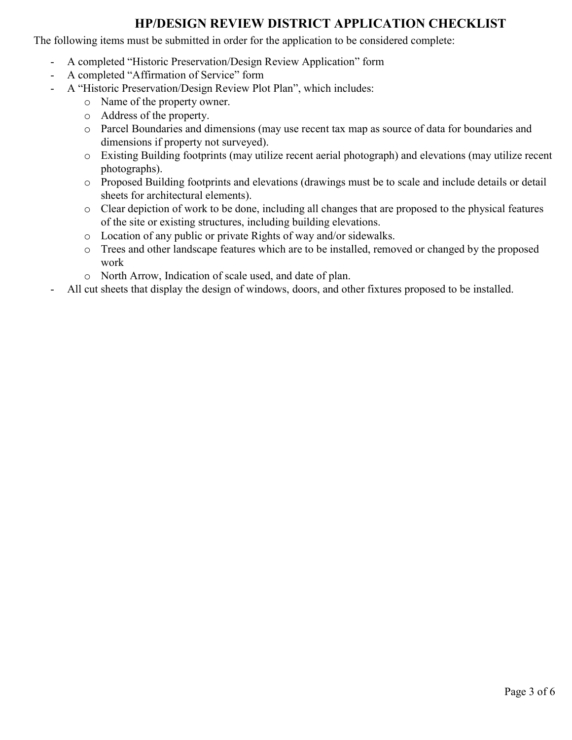# HP/DESIGN REVIEW DISTRICT APPLICATION CHECKLIST

The following items must be submitted in order for the application to be considered complete:

- A completed "Historic Preservation/Design Review Application" form
- A completed "Affirmation of Service" form
- A "Historic Preservation/Design Review Plot Plan", which includes:
  - Name of the property owner.
  - Address of the property.
  - Parcel Boundaries and dimensions (may use recent tax map as source of data for boundaries and dimensions if property not surveyed).
  - Existing Building footprints (may utilize recent aerial photograph) and elevations (may utilize recent photographs).
  - Proposed Building footprints and elevations (drawings must be to scale and include details or detail sheets for architectural elements).
  - Clear depiction of work to be done, including all changes that are proposed to the physical features of the site or existing structures, including building elevations.
  - Location of any public or private Rights of way and/or sidewalks.
  - Trees and other landscape features which are to be installed, removed or changed by the proposed work
  - North Arrow, Indication of scale used, and date of plan.
- All cut sheets that display the design of windows, doors, and other fixtures proposed to be installed.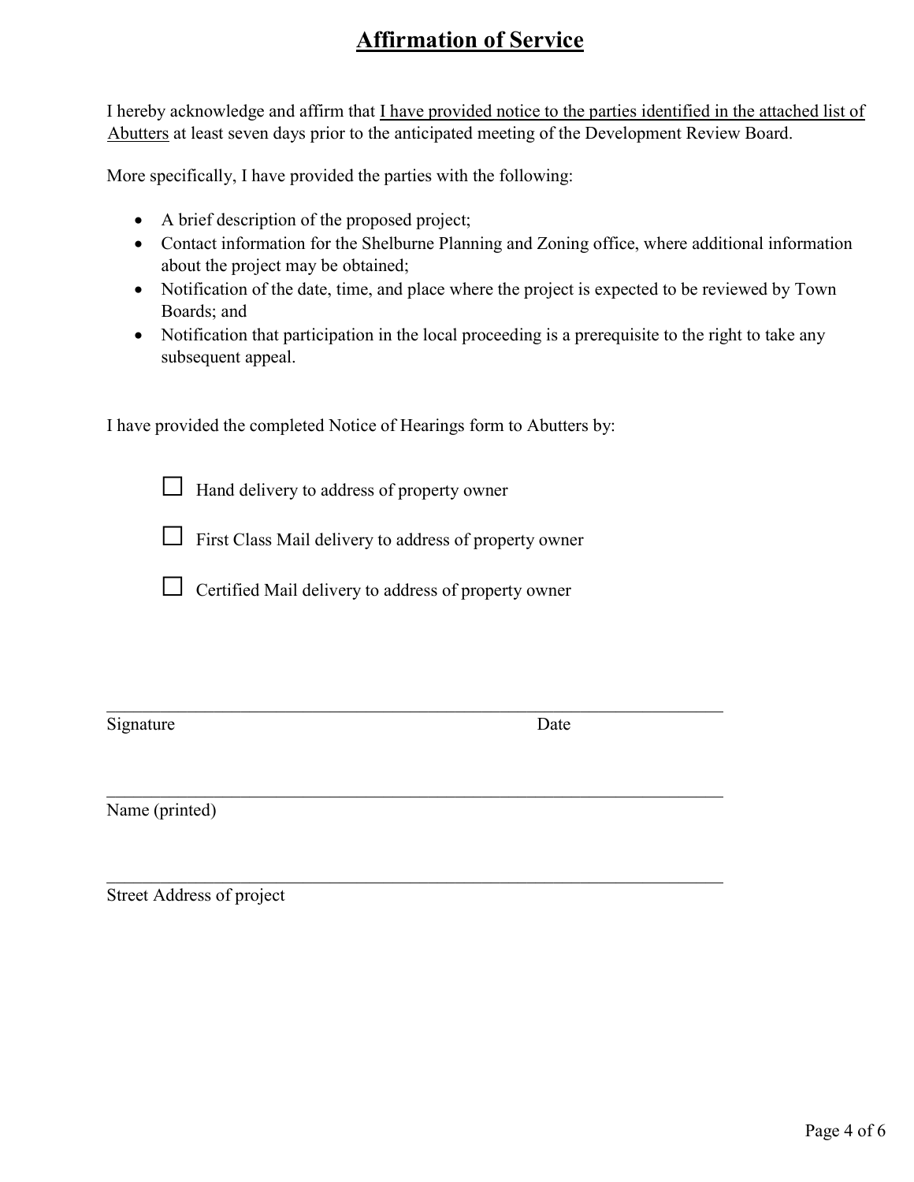# Affirmation of Service

I hereby acknowledge and affirm that <u>I have provided notice to the parties identified in the attached list of Abutters</u> at least seven days prior to the anticipated meeting of the Development Review Board.

More specifically, I have provided the parties with the following:

- A brief description of the proposed project;
- Contact information for the Shelburne Planning and Zoning office, where additional information about the project may be obtained;
- Notification of the date, time, and place where the project is expected to be reviewed by Town Boards; and
- Notification that participation in the local proceeding is a prerequisite to the right to take any subsequent appeal.

I have provided the completed Notice of Hearings form to Abutters by:

☐ Hand delivery to address of property owner

☐ First Class Mail delivery to address of property owner

☐ Certified Mail delivery to address of property owner

\_\_\_\_\_\_\_\_\_\_\_\_\_\_\_\_\_\_\_\_\_\_\_\_\_\_\_\_\_\_\_\_\_\_\_\_\_\_\_\_\_\_\_\_\_\_\_\_\_\_\_\_\_\_\_\_\_\_\_\_\_\_\_\_

Signature                                                                 Date

\_\_\_\_\_\_\_\_\_\_\_\_\_\_\_\_\_\_\_\_\_\_\_\_\_\_\_\_\_\_\_\_\_\_\_\_\_\_\_\_\_\_\_\_\_\_\_\_\_\_\_\_\_\_\_\_\_\_\_\_\_\_\_\_

Name (printed)

\_\_\_\_\_\_\_\_\_\_\_\_\_\_\_\_\_\_\_\_\_\_\_\_\_\_\_\_\_\_\_\_\_\_\_\_\_\_\_\_\_\_\_\_\_\_\_\_\_\_\_\_\_\_\_\_\_\_\_\_\_\_\_\_

Street Address of project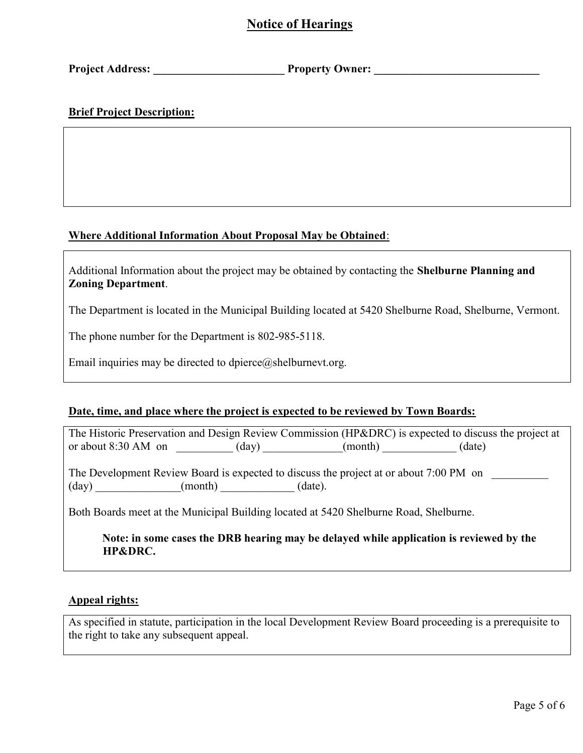# Notice of Hearings

**Project Address: _______________________ Property Owner: _____________________________**

**Brief Project Description:**

**Where Additional Information About Proposal May be Obtained**:

Additional Information about the project may be obtained by contacting the **Shelburne Planning and Zoning Department**.

The Department is located in the Municipal Building located at 5420 Shelburne Road, Shelburne, Vermont.

The phone number for the Department is 802-985-5118.

Email inquiries may be directed to dpierce@shelburnevt.org.

**Date, time, and place where the project is expected to be reviewed by Town Boards:**

The Historic Preservation and Design Review Commission (HP&DRC) is expected to discuss the project at or about 8:30 AM on __________ (day) ______________(month) _____________ (date)

The Development Review Board is expected to discuss the project at or about 7:00 PM on __________ (day) _______________(month) _____________ (date).

Both Boards meet at the Municipal Building located at 5420 Shelburne Road, Shelburne.

> **Note: in some cases the DRB hearing may be delayed while application is reviewed by the HP&DRC.**

**Appeal rights:**

As specified in statute, participation in the local Development Review Board proceeding is a prerequisite to the right to take any subsequent appeal.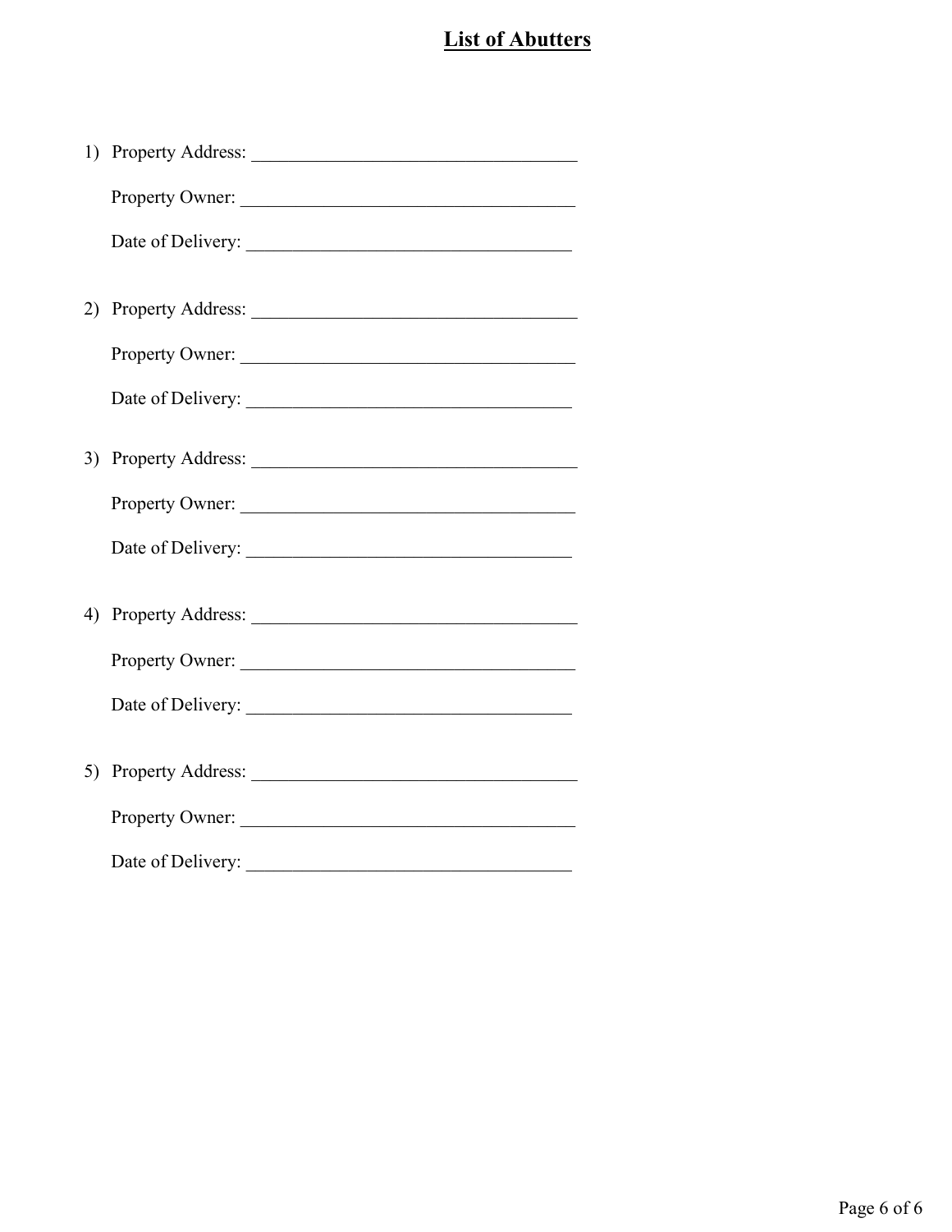# List of Abutters

1) Property Address: ___________________________________

   Property Owner: ____________________________________

   Date of Delivery: ___________________________________

2) Property Address: ___________________________________

   Property Owner: ____________________________________

   Date of Delivery: ___________________________________

3) Property Address: ___________________________________

   Property Owner: ____________________________________

   Date of Delivery: ___________________________________

4) Property Address: ___________________________________

   Property Owner: ____________________________________

   Date of Delivery: ___________________________________

5) Property Address: ___________________________________

   Property Owner: ____________________________________

   Date of Delivery: ___________________________________